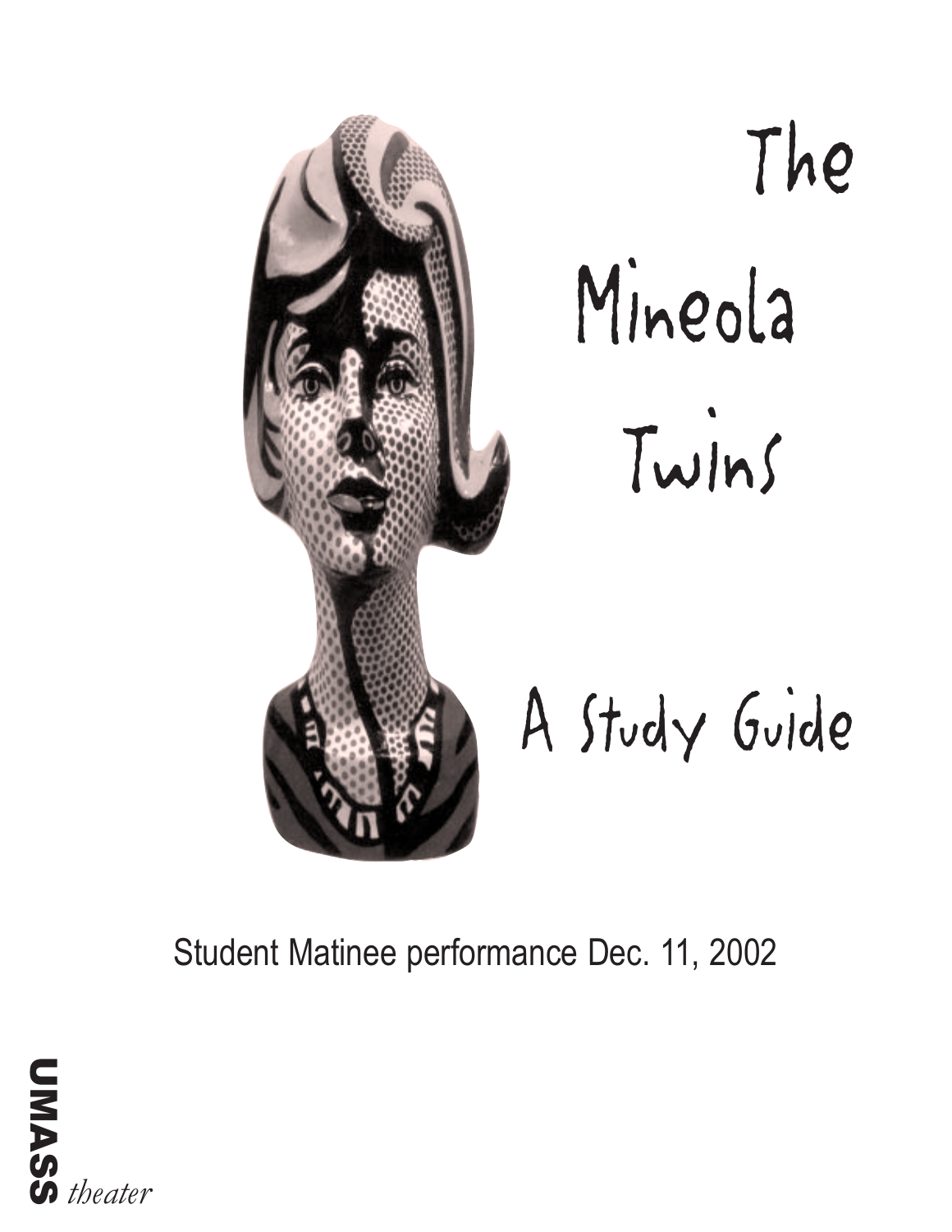# The Mineola Twins

## A Study Guide

Student Matinee performance Dec. 11, 2002

**UMASS** *theater*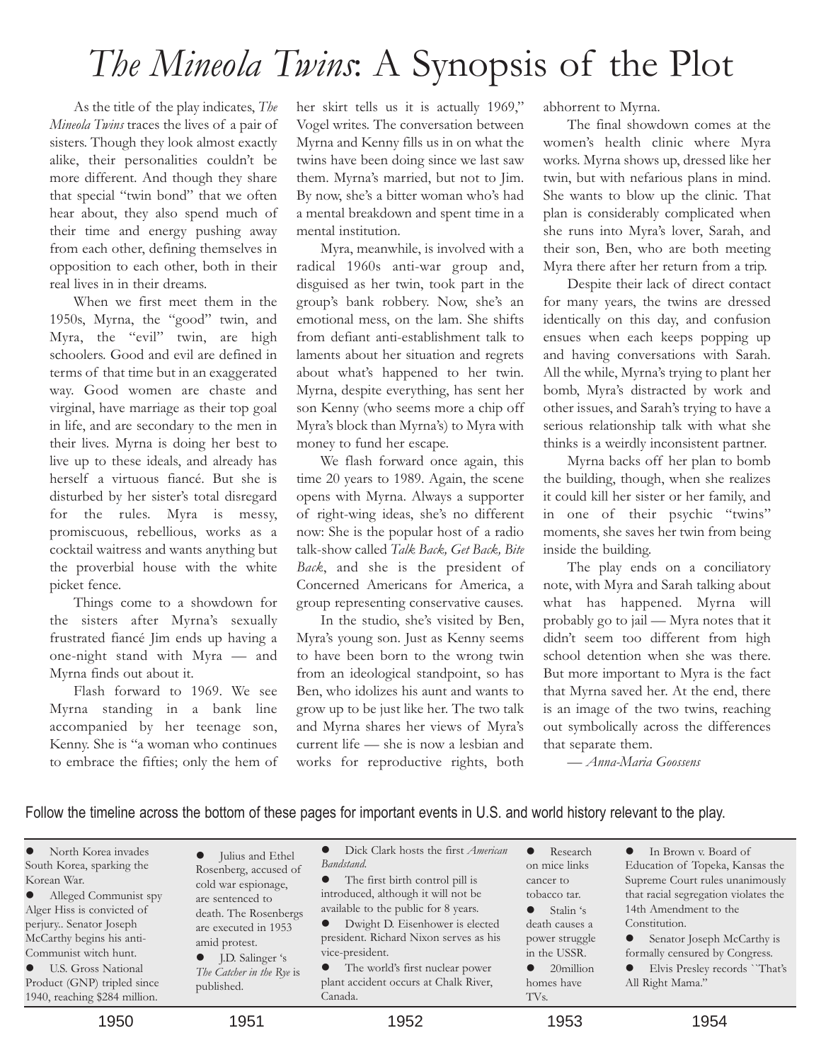# *The Mineola Twins*: A Synopsis of the Plot

As the title of the play indicates, *The Mineola Twins* traces the lives of a pair of sisters. Though they look almost exactly alike, their personalities couldn't be more different. And though they share that special "twin bond" that we often hear about, they also spend much of their time and energy pushing away from each other, defining themselves in opposition to each other, both in their real lives in in their dreams.

When we first meet them in the 1950s, Myrna, the "good" twin, and Myra, the "evil" twin, are high schoolers. Good and evil are defined in terms of that time but in an exaggerated way. Good women are chaste and virginal, have marriage as their top goal in life, and are secondary to the men in their lives. Myrna is doing her best to live up to these ideals, and already has herself a virtuous fiancé. But she is disturbed by her sister's total disregard for the rules. Myra is messy, promiscuous, rebellious, works as a cocktail waitress and wants anything but the proverbial house with the white picket fence.

Things come to a showdown for the sisters after Myrna's sexually frustrated fiancé Jim ends up having a one-night stand with Myra — and Myrna finds out about it.

Flash forward to 1969. We see Myrna standing in a bank line accompanied by her teenage son, Kenny. She is "a woman who continues to embrace the fifties; only the hem of her skirt tells us it is actually 1969," Vogel writes. The conversation between Myrna and Kenny fills us in on what the twins have been doing since we last saw them. Myrna's married, but not to Jim. By now, she's a bitter woman who's had a mental breakdown and spent time in a mental institution.

Myra, meanwhile, is involved with a radical 1960s anti-war group and, disguised as her twin, took part in the group's bank robbery. Now, she's an emotional mess, on the lam. She shifts from defiant anti-establishment talk to laments about her situation and regrets about what's happened to her twin. Myrna, despite everything, has sent her son Kenny (who seems more a chip off Myra's block than Myrna's) to Myra with money to fund her escape.

We flash forward once again, this time 20 years to 1989. Again, the scene opens with Myrna. Always a supporter of right-wing ideas, she's no different now: She is the popular host of a radio talk-show called *Talk Back, Get Back, Bite Back*, and she is the president of Concerned Americans for America, a group representing conservative causes.

In the studio, she's visited by Ben, Myra's young son. Just as Kenny seems to have been born to the wrong twin from an ideological standpoint, so has Ben, who idolizes his aunt and wants to grow up to be just like her. The two talk and Myrna shares her views of Myra's current life — she is now a lesbian and works for reproductive rights, both abhorrent to Myrna.

The final showdown comes at the women's health clinic where Myra works. Myrna shows up, dressed like her twin, but with nefarious plans in mind. She wants to blow up the clinic. That plan is considerably complicated when she runs into Myra's lover, Sarah, and their son, Ben, who are both meeting Myra there after her return from a trip.

Despite their lack of direct contact for many years, the twins are dressed identically on this day, and confusion ensues when each keeps popping up and having conversations with Sarah. All the while, Myrna's trying to plant her bomb, Myra's distracted by work and other issues, and Sarah's trying to have a serious relationship talk with what she thinks is a weirdly inconsistent partner.

Myrna backs off her plan to bomb the building, though, when she realizes it could kill her sister or her family, and in one of their psychic "twins" moments, she saves her twin from being inside the building.

The play ends on a conciliatory note, with Myra and Sarah talking about what has happened. Myrna will probably go to jail — Myra notes that it didn't seem too different from high school detention when she was there. But more important to Myra is the fact that Myrna saved her. At the end, there is an image of the two twins, reaching out symbolically across the differences that separate them.

— *Anna-Maria Goossens*

Follow the timeline across the bottom of these pages for important events in U.S. and world history relevant to the play.

**1950**
- North Korea invades South Korea, sparking the Korean War.
- Alleged Communist spy Alger Hiss is convicted of perjury.. Senator Joseph McCarthy begins his anti-Communist witch hunt.
- U.S. Gross National Product (GNP) tripled since 1940, reaching $284 million.

**1951**
- Julius and Ethel Rosenberg, accused of cold war espionage, are sentenced to death. The Rosenbergs are executed in 1953 amid protest.
- J.D. Salinger 's *The Catcher in the Rye* is published.

**1952**
- Dick Clark hosts the first *American Bandstand*.
- The first birth control pill is introduced, although it will not be available to the public for 8 years.
- Dwight D. Eisenhower is elected president. Richard Nixon serves as his vice-president.
- The world's first nuclear power plant accident occurs at Chalk River, Canada.

**1953**
- Research on mice links cancer to tobacco tar.
- Stalin 's death causes a power struggle in the USSR.
- 20million homes have TVs.

**1954**
- In Brown v. Board of Education of Topeka, Kansas the Supreme Court rules unanimously that racial segregation violates the 14th Amendment to the Constitution.
- Senator Joseph McCarthy is formally censured by Congress.
- Elvis Presley records ``That's All Right Mama."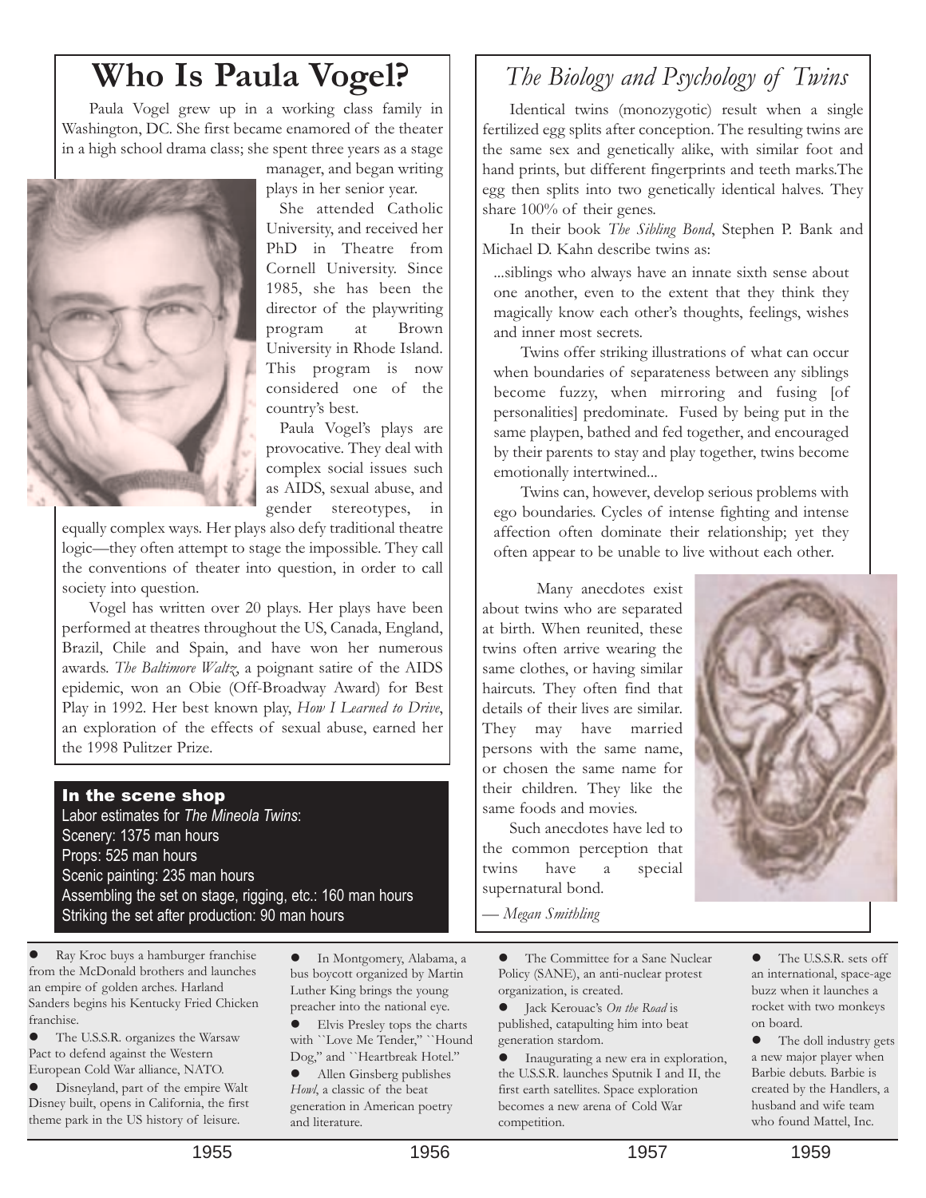# Who Is Paula Vogel?

Paula Vogel grew up in a working class family in Washington, DC. She first became enamored of the theater in a high school drama class; she spent three years as a stage manager, and began writing plays in her senior year.

She attended Catholic University, and received her PhD in Theatre from Cornell University. Since 1985, she has been the director of the playwriting program at Brown University in Rhode Island. This program is now considered one of the country's best.

Paula Vogel's plays are provocative. They deal with complex social issues such as AIDS, sexual abuse, and gender stereotypes, in equally complex ways. Her plays also defy traditional theatre logic—they often attempt to stage the impossible. They call the conventions of theater into question, in order to call society into question.

Vogel has written over 20 plays. Her plays have been performed at theatres throughout the US, Canada, England, Brazil, Chile and Spain, and have won her numerous awards. *The Baltimore Waltz*, a poignant satire of the AIDS epidemic, won an Obie (Off-Broadway Award) for Best Play in 1992. Her best known play, *How I Learned to Drive*, an exploration of the effects of sexual abuse, earned her the 1998 Pulitzer Prize.

### In the scene shop

Labor estimates for *The Mineola Twins*:

Scenery: 1375 man hours
Props: 525 man hours
Scenic painting: 235 man hours
Assembling the set on stage, rigging, etc.: 160 man hours
Striking the set after production: 90 man hours

## *The Biology and Psychology of Twins*

Identical twins (monozygotic) result when a single fertilized egg splits after conception. The resulting twins are the same sex and genetically alike, with similar foot and hand prints, but different fingerprints and teeth marks.The egg then splits into two genetically identical halves. They share 100% of their genes.

In their book *The Sibling Bond*, Stephen P. Bank and Michael D. Kahn describe twins as:

> ...siblings who always have an innate sixth sense about one another, even to the extent that they think they magically know each other's thoughts, feelings, wishes and inner most secrets.
>
> Twins offer striking illustrations of what can occur when boundaries of separateness between any siblings become fuzzy, when mirroring and fusing [of personalities] predominate. Fused by being put in the same playpen, bathed and fed together, and encouraged by their parents to stay and play together, twins become emotionally intertwined...
>
> Twins can, however, develop serious problems with ego boundaries. Cycles of intense fighting and intense affection often dominate their relationship; yet they often appear to be unable to live without each other.

Many anecdotes exist about twins who are separated at birth. When reunited, these twins often arrive wearing the same clothes, or having similar haircuts. They often find that details of their lives are similar. They may have married persons with the same name, or chosen the same name for their children. They like the same foods and movies.

Such anecdotes have led to the common perception that twins have a special supernatural bond.

— *Megan Smithling*

**1955**

- Ray Kroc buys a hamburger franchise from the McDonald brothers and launches an empire of golden arches. Harland Sanders begins his Kentucky Fried Chicken franchise.
- The U.S.S.R. organizes the Warsaw Pact to defend against the Western European Cold War alliance, NATO.
- Disneyland, part of the empire Walt Disney built, opens in California, the first theme park in the US history of leisure.

**1956**

- In Montgomery, Alabama, a bus boycott organized by Martin Luther King brings the young preacher into the national eye.
- Elvis Presley tops the charts with "Love Me Tender," "Hound Dog," and "Heartbreak Hotel."
- Allen Ginsberg publishes *Howl*, a classic of the beat generation in American poetry and literature.

**1957**

- The Committee for a Sane Nuclear Policy (SANE), an anti-nuclear protest organization, is created.
- Jack Kerouac's *On the Road* is published, catapulting him into beat generation stardom.
- Inaugurating a new era in exploration, the U.S.S.R. launches Sputnik I and II, the first earth satellites. Space exploration becomes a new arena of Cold War competition.

**1959**

- The U.S.S.R. sets off an international, space-age buzz when it launches a rocket with two monkeys on board.
- The doll industry gets a new major player when Barbie debuts. Barbie is created by the Handlers, a husband and wife team who found Mattel, Inc.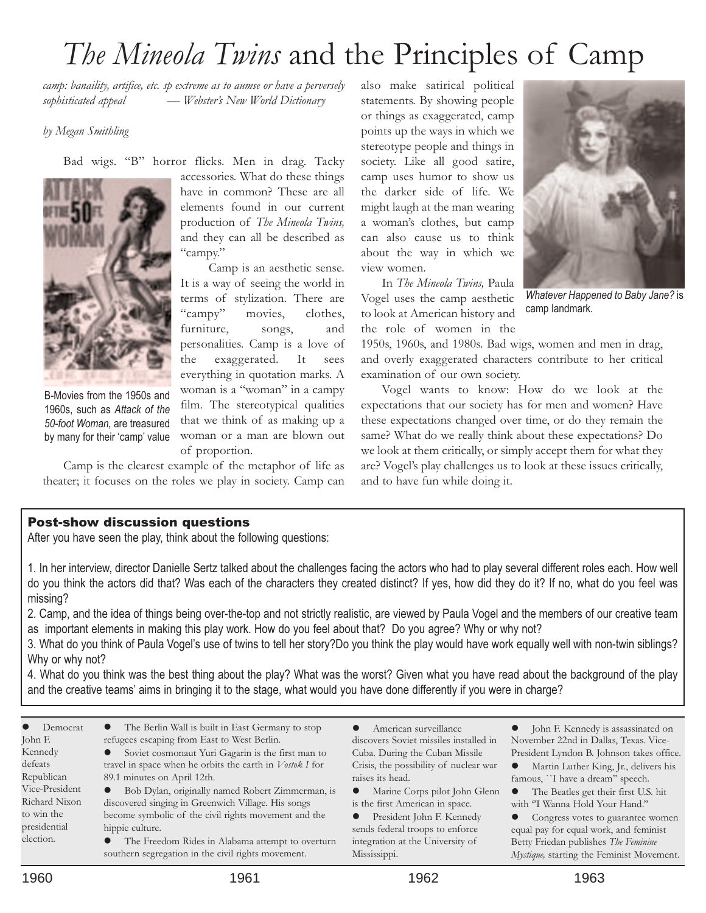# *The Mineola Twins* and the Principles of Camp

*camp: banaility, artifice, etc. sp extreme as to aumse or have a perversely sophisticated appeal — Webster's New World Dictionary*

*by Megan Smithling*

Bad wigs. "B" horror flicks. Men in drag. Tacky accessories. What do these things have in common? These are all elements found in our current production of *The Mineola Twins,* and they can all be described as "campy."

B-Movies from the 1950s and 1960s, such as *Attack of the 50-foot Woman,* are treasured by many for their 'camp' value

Camp is an aesthetic sense. It is a way of seeing the world in terms of stylization. There are "campy" movies, clothes, furniture, songs, and personalities. Camp is a love of the exaggerated. It sees everything in quotation marks. A woman is a "woman" in a campy film. The stereotypical qualities that we think of as making up a woman or a man are blown out of proportion.

Camp is the clearest example of the metaphor of life as theater; it focuses on the roles we play in society. Camp can also make satirical political statements. By showing people or things as exaggerated, camp points up the ways in which we stereotype people and things in society. Like all good satire, camp uses humor to show us the darker side of life. We might laugh at the man wearing a woman's clothes, but camp can also cause us to think about the way in which we view women.

*Whatever Happened to Baby Jane?* is camp landmark.

In *The Mineola Twins,* Paula Vogel uses the camp aesthetic to look at American history and the role of women in the 1950s, 1960s, and 1980s. Bad wigs, women and men in drag, and overly exaggerated characters contribute to her critical examination of our own society.

Vogel wants to know: How do we look at the expectations that our society has for men and women? Have these expectations changed over time, or do they remain the same? What do we really think about these expectations? Do we look at them critically, or simply accept them for what they are? Vogel's play challenges us to look at these issues critically, and to have fun while doing it.

## Post-show discussion questions

After you have seen the play, think about the following questions:

1. In her interview, director Danielle Sertz talked about the challenges facing the actors who had to play several different roles each. How well do you think the actors did that? Was each of the characters they created distinct? If yes, how did they do it? If no, what do you feel was missing?
2. Camp, and the idea of things being over-the-top and not strictly realistic, are viewed by Paula Vogel and the members of our creative team as important elements in making this play work. How do you feel about that? Do you agree? Why or why not?
3. What do you think of Paula Vogel's use of twins to tell her story?Do you think the play would have work equally well with non-twin siblings? Why or why not?
4. What do you think was the best thing about the play? What was the worst? Given what you have read about the background of the play and the creative teams' aims in bringing it to the stage, what would you have done differently if you were in charge?

**1960**

- Democrat John F. Kennedy defeats Republican Vice-President Richard Nixon to win the presidential election.

**1961**

- The Berlin Wall is built in East Germany to stop refugees escaping from East to West Berlin.
- Soviet cosmonaut Yuri Gagarin is the first man to travel in space when he orbits the earth in *Vostok I* for 89.1 minutes on April 12th.
- Bob Dylan, originally named Robert Zimmerman, is discovered singing in Greenwich Village. His songs become symbolic of the civil rights movement and the hippie culture.
- The Freedom Rides in Alabama attempt to overturn southern segregation in the civil rights movement.

**1962**

- American surveillance discovers Soviet missiles installed in Cuba. During the Cuban Missile Crisis, the possibility of nuclear war raises its head.
- Marine Corps pilot John Glenn is the first American in space.
- President John F. Kennedy sends federal troops to enforce integration at the University of Mississippi.

**1963**

- John F. Kennedy is assassinated on November 22nd in Dallas, Texas. Vice-President Lyndon B. Johnson takes office.
- Martin Luther King, Jr., delivers his famous, ``I have a dream" speech.
- The Beatles get their first U.S. hit with "I Wanna Hold Your Hand."
- Congress votes to guarantee women equal pay for equal work, and feminist Betty Friedan publishes *The Feminine Mystique,* starting the Feminist Movement.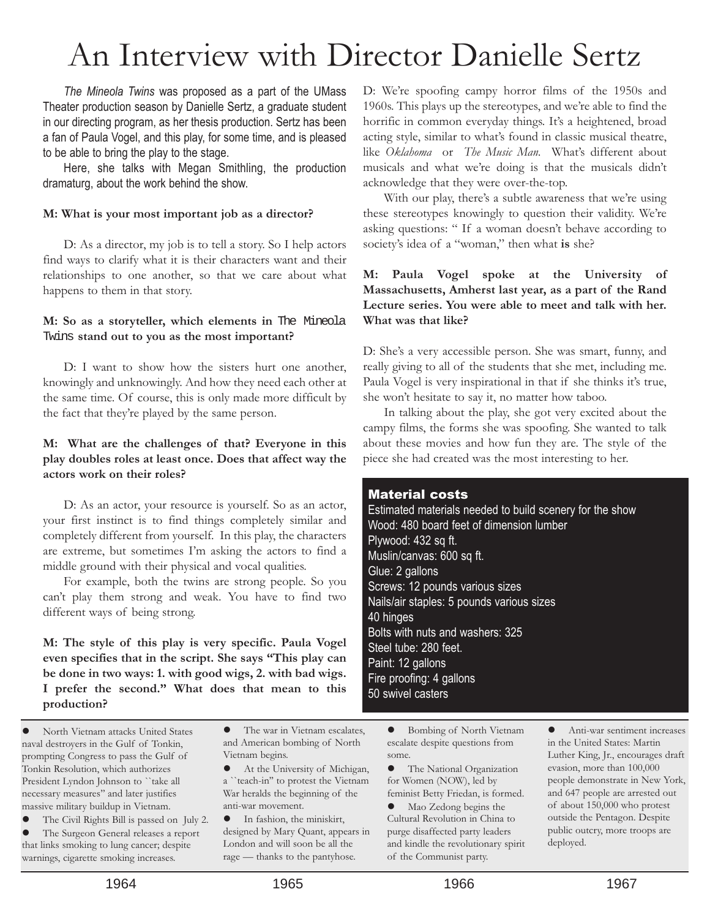# An Interview with Director Danielle Sertz

*The Mineola Twins* was proposed as a part of the UMass Theater production season by Danielle Sertz, a graduate student in our directing program, as her thesis production. Sertz has been a fan of Paula Vogel, and this play, for some time, and is pleased to be able to bring the play to the stage.

Here, she talks with Megan Smithling, the production dramaturg, about the work behind the show.

**M: What is your most important job as a director?**

D: As a director, my job is to tell a story. So I help actors find ways to clarify what it is their characters want and their relationships to one another, so that we care about what happens to them in that story.

**M: So as a storyteller, which elements in The Mineola Twins stand out to you as the most important?**

D: I want to show how the sisters hurt one another, knowingly and unknowingly. And how they need each other at the same time. Of course, this is only made more difficult by the fact that they're played by the same person.

**M: What are the challenges of that? Everyone in this play doubles roles at least once. Does that affect way the actors work on their roles?**

D: As an actor, your resource is yourself. So as an actor, your first instinct is to find things completely similar and completely different from yourself. In this play, the characters are extreme, but sometimes I'm asking the actors to find a middle ground with their physical and vocal qualities.

For example, both the twins are strong people. So you can't play them strong and weak. You have to find two different ways of being strong.

**M: The style of this play is very specific. Paula Vogel even specifies that in the script. She says "This play can be done in two ways: 1. with good wigs, 2. with bad wigs. I prefer the second." What does that mean to this production?**

D: We're spoofing campy horror films of the 1950s and 1960s. This plays up the stereotypes, and we're able to find the horrific in common everyday things. It's a heightened, broad acting style, similar to what's found in classic musical theatre, like *Oklahoma* or *The Music Man*. What's different about musicals and what we're doing is that the musicals didn't acknowledge that they were over-the-top.

With our play, there's a subtle awareness that we're using these stereotypes knowingly to question their validity. We're asking questions: " If a woman doesn't behave according to society's idea of a "woman," then what **is** she?

**M: Paula Vogel spoke at the University of Massachusetts, Amherst last year, as a part of the Rand Lecture series. You were able to meet and talk with her. What was that like?**

D: She's a very accessible person. She was smart, funny, and really giving to all of the students that she met, including me. Paula Vogel is very inspirational in that if she thinks it's true, she won't hesitate to say it, no matter how taboo.

In talking about the play, she got very excited about the campy films, the forms she was spoofing. She wanted to talk about these movies and how fun they are. The style of the piece she had created was the most interesting to her.

### Material costs

Estimated materials needed to build scenery for the show

- Wood: 480 board feet of dimension lumber
- Plywood: 432 sq ft.
- Muslin/canvas: 600 sq ft.
- Glue: 2 gallons
- Screws: 12 pounds various sizes
- Nails/air staples: 5 pounds various sizes
- 40 hinges
- Bolts with nuts and washers: 325
- Steel tube: 280 feet.
- Paint: 12 gallons
- Fire proofing: 4 gallons
- 50 swivel casters

**1964**

- North Vietnam attacks United States naval destroyers in the Gulf of Tonkin, prompting Congress to pass the Gulf of Tonkin Resolution, which authorizes President Lyndon Johnson to ``take all necessary measures" and later justifies massive military buildup in Vietnam.
- The Civil Rights Bill is passed on July 2.
- The Surgeon General releases a report that links smoking to lung cancer; despite warnings, cigarette smoking increases.

**1965**

- The war in Vietnam escalates, and American bombing of North Vietnam begins.
- At the University of Michigan, a ``teach-in" to protest the Vietnam War heralds the beginning of the anti-war movement.
- In fashion, the miniskirt, designed by Mary Quant, appears in London and will soon be all the rage — thanks to the pantyhose.

**1966**

- Bombing of North Vietnam escalate despite questions from some.
- The National Organization for Women (NOW), led by feminist Betty Friedan, is formed.
- Mao Zedong begins the Cultural Revolution in China to purge disaffected party leaders and kindle the revolutionary spirit of the Communist party.

**1967**

- Anti-war sentiment increases in the United States: Martin Luther King, Jr., encourages draft evasion, more than 100,000 people demonstrate in New York, and 647 people are arrested out of about 150,000 who protest outside the Pentagon. Despite public outcry, more troops are deployed.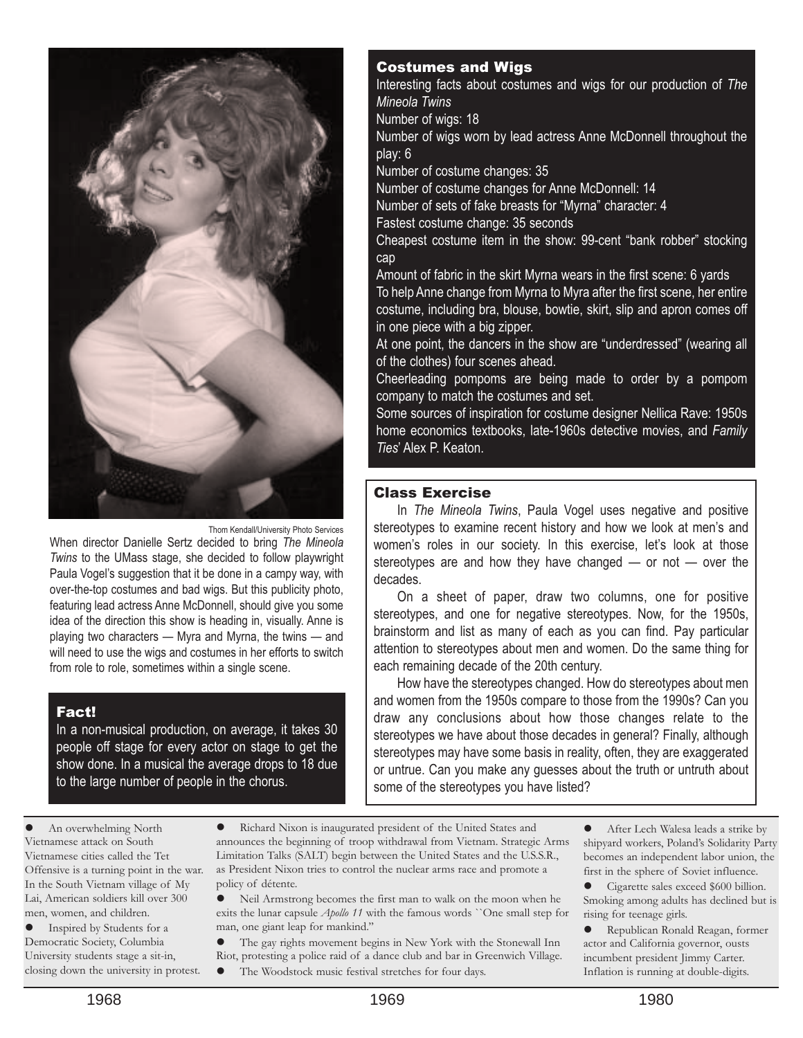Thom Kendall/University Photo Services

When director Danielle Sertz decided to bring *The Mineola Twins* to the UMass stage, she decided to follow playwright Paula Vogel's suggestion that it be done in a campy way, with over-the-top costumes and bad wigs. But this publicity photo, featuring lead actress Anne McDonnell, should give you some idea of the direction this show is heading in, visually. Anne is playing two characters — Myra and Myrna, the twins — and will need to use the wigs and costumes in her efforts to switch from role to role, sometimes within a single scene.

## Fact!

In a non-musical production, on average, it takes 30 people off stage for every actor on stage to get the show done. In a musical the average drops to 18 due to the large number of people in the chorus.

## Costumes and Wigs

Interesting facts about costumes and wigs for our production of *The Mineola Twins*

Number of wigs: 18

Number of wigs worn by lead actress Anne McDonnell throughout the play: 6

Number of costume changes: 35

Number of costume changes for Anne McDonnell: 14

Number of sets of fake breasts for "Myrna" character: 4

Fastest costume change: 35 seconds

Cheapest costume item in the show: 99-cent "bank robber" stocking cap

Amount of fabric in the skirt Myrna wears in the first scene: 6 yards

To help Anne change from Myrna to Myra after the first scene, her entire costume, including bra, blouse, bowtie, skirt, slip and apron comes off in one piece with a big zipper.

At one point, the dancers in the show are "underdressed" (wearing all of the clothes) four scenes ahead.

Cheerleading pompoms are being made to order by a pompom company to match the costumes and set.

Some sources of inspiration for costume designer Nellica Rave: 1950s home economics textbooks, late-1960s detective movies, and *Family Ties*' Alex P. Keaton.

## Class Exercise

In *The Mineola Twins*, Paula Vogel uses negative and positive stereotypes to examine recent history and how we look at men's and women's roles in our society. In this exercise, let's look at those stereotypes are and how they have changed — or not — over the decades.

On a sheet of paper, draw two columns, one for positive stereotypes, and one for negative stereotypes. Now, for the 1950s, brainstorm and list as many of each as you can find. Pay particular attention to stereotypes about men and women. Do the same thing for each remaining decade of the 20th century.

How have the stereotypes changed. How do stereotypes about men and women from the 1950s compare to those from the 1990s? Can you draw any conclusions about how those changes relate to the stereotypes we have about those decades in general? Finally, although stereotypes may have some basis in reality, often, they are exaggerated or untrue. Can you make any guesses about the truth or untruth about some of the stereotypes you have listed?

### 1968

- An overwhelming North Vietnamese attack on South Vietnamese cities called the Tet Offensive is a turning point in the war. In the South Vietnam village of My Lai, American soldiers kill over 300 men, women, and children.
- Inspired by Students for a Democratic Society, Columbia University students stage a sit-in, closing down the university in protest.

### 1969

- Richard Nixon is inaugurated president of the United States and announces the beginning of troop withdrawal from Vietnam. Strategic Arms Limitation Talks (SALT) begin between the United States and the U.S.S.R., as President Nixon tries to control the nuclear arms race and promote a policy of détente.
- Neil Armstrong becomes the first man to walk on the moon when he exits the lunar capsule *Apollo 11* with the famous words "One small step for man, one giant leap for mankind."
- The gay rights movement begins in New York with the Stonewall Inn Riot, protesting a police raid of a dance club and bar in Greenwich Village.
- The Woodstock music festival stretches for four days.

### 1980

- After Lech Walesa leads a strike by shipyard workers, Poland's Solidarity Party becomes an independent labor union, the first in the sphere of Soviet influence.
- Cigarette sales exceed $600 billion. Smoking among adults has declined but is rising for teenage girls.
- Republican Ronald Reagan, former actor and California governor, ousts incumbent president Jimmy Carter. Inflation is running at double-digits.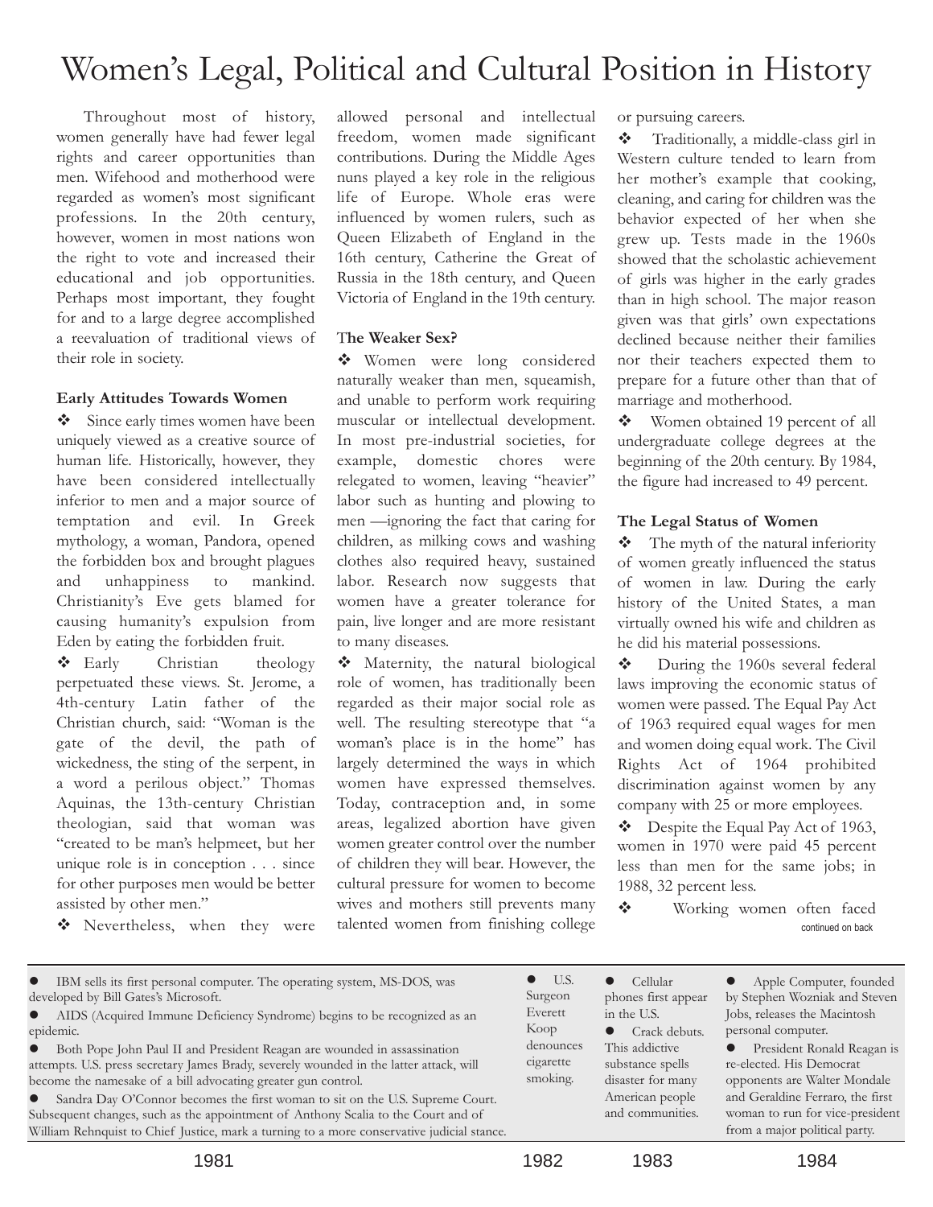# Women's Legal, Political and Cultural Position in History

Throughout most of history, women generally have had fewer legal rights and career opportunities than men. Wifehood and motherhood were regarded as women's most significant professions. In the 20th century, however, women in most nations won the right to vote and increased their educational and job opportunities. Perhaps most important, they fought for and to a large degree accomplished a reevaluation of traditional views of their role in society.

### Early Attitudes Towards Women

❖ Since early times women have been uniquely viewed as a creative source of human life. Historically, however, they have been considered intellectually inferior to men and a major source of temptation and evil. In Greek mythology, a woman, Pandora, opened the forbidden box and brought plagues and unhappiness to mankind. Christianity's Eve gets blamed for causing humanity's expulsion from Eden by eating the forbidden fruit.

❖ Early Christian theology perpetuated these views. St. Jerome, a 4th-century Latin father of the Christian church, said: "Woman is the gate of the devil, the path of wickedness, the sting of the serpent, in a word a perilous object." Thomas Aquinas, the 13th-century Christian theologian, said that woman was "created to be man's helpmeet, but her unique role is in conception . . . since for other purposes men would be better assisted by other men."

❖ Nevertheless, when they were allowed personal and intellectual freedom, women made significant contributions. During the Middle Ages nuns played a key role in the religious life of Europe. Whole eras were influenced by women rulers, such as Queen Elizabeth of England in the 16th century, Catherine the Great of Russia in the 18th century, and Queen Victoria of England in the 19th century.

### The Weaker Sex?

❖ Women were long considered naturally weaker than men, squeamish, and unable to perform work requiring muscular or intellectual development. In most pre-industrial societies, for example, domestic chores were relegated to women, leaving "heavier" labor such as hunting and plowing to men —ignoring the fact that caring for children, as milking cows and washing clothes also required heavy, sustained labor. Research now suggests that women have a greater tolerance for pain, live longer and are more resistant to many diseases.

❖ Maternity, the natural biological role of women, has traditionally been regarded as their major social role as well. The resulting stereotype that "a woman's place is in the home" has largely determined the ways in which women have expressed themselves. Today, contraception and, in some areas, legalized abortion have given women greater control over the number of children they will bear. However, the cultural pressure for women to become wives and mothers still prevents many talented women from finishing college or pursuing careers.

❖ Traditionally, a middle-class girl in Western culture tended to learn from her mother's example that cooking, cleaning, and caring for children was the behavior expected of her when she grew up. Tests made in the 1960s showed that the scholastic achievement of girls was higher in the early grades than in high school. The major reason given was that girls' own expectations declined because neither their families nor their teachers expected them to prepare for a future other than that of marriage and motherhood.

❖ Women obtained 19 percent of all undergraduate college degrees at the beginning of the 20th century. By 1984, the figure had increased to 49 percent.

### The Legal Status of Women

❖ The myth of the natural inferiority of women greatly influenced the status of women in law. During the early history of the United States, a man virtually owned his wife and children as he did his material possessions.

❖ During the 1960s several federal laws improving the economic status of women were passed. The Equal Pay Act of 1963 required equal wages for men and women doing equal work. The Civil Rights Act of 1964 prohibited discrimination against women by any company with 25 or more employees.

❖ Despite the Equal Pay Act of 1963, women in 1970 were paid 45 percent less than men for the same jobs; in 1988, 32 percent less.

❖ Working women often faced

continued on back

---

**1981**

- IBM sells its first personal computer. The operating system, MS-DOS, was developed by Bill Gates's Microsoft.
- AIDS (Acquired Immune Deficiency Syndrome) begins to be recognized as an epidemic.
- Both Pope John Paul II and President Reagan are wounded in assassination attempts. U.S. press secretary James Brady, severely wounded in the latter attack, will become the namesake of a bill advocating greater gun control.
- Sandra Day O'Connor becomes the first woman to sit on the U.S. Supreme Court. Subsequent changes, such as the appointment of Anthony Scalia to the Court and of William Rehnquist to Chief Justice, mark a turning to a more conservative judicial stance.

**1982**

- U.S. Surgeon Everett Koop denounces cigarette smoking.

**1983**

- Cellular phones first appear in the U.S.
- Crack debuts. This addictive substance spells disaster for many American people and communities.

**1984**

- Apple Computer, founded by Stephen Wozniak and Steven Jobs, releases the Macintosh personal computer.
- President Ronald Reagan is re-elected. His Democrat opponents are Walter Mondale and Geraldine Ferraro, the first woman to run for vice-president from a major political party.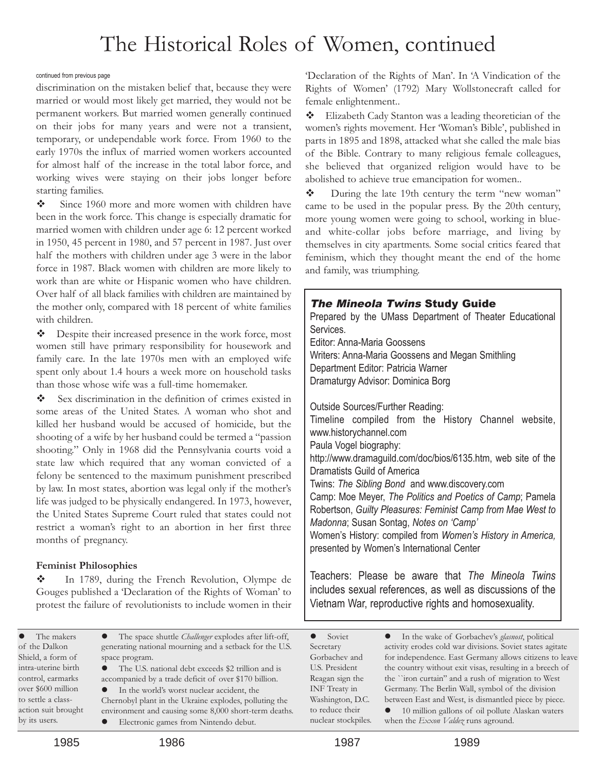# The Historical Roles of Women, continued

continued from previous page

discrimination on the mistaken belief that, because they were married or would most likely get married, they would not be permanent workers. But married women generally continued on their jobs for many years and were not a transient, temporary, or undependable work force. From 1960 to the early 1970s the influx of married women workers accounted for almost half of the increase in the total labor force, and working wives were staying on their jobs longer before starting families.

❖ Since 1960 more and more women with children have been in the work force. This change is especially dramatic for married women with children under age 6: 12 percent worked in 1950, 45 percent in 1980, and 57 percent in 1987. Just over half the mothers with children under age 3 were in the labor force in 1987. Black women with children are more likely to work than are white or Hispanic women who have children. Over half of all black families with children are maintained by the mother only, compared with 18 percent of white families with children.

❖ Despite their increased presence in the work force, most women still have primary responsibility for housework and family care. In the late 1970s men with an employed wife spent only about 1.4 hours a week more on household tasks than those whose wife was a full-time homemaker.

❖ Sex discrimination in the definition of crimes existed in some areas of the United States. A woman who shot and killed her husband would be accused of homicide, but the shooting of a wife by her husband could be termed a "passion shooting." Only in 1968 did the Pennsylvania courts void a state law which required that any woman convicted of a felony be sentenced to the maximum punishment prescribed by law. In most states, abortion was legal only if the mother's life was judged to be physically endangered. In 1973, however, the United States Supreme Court ruled that states could not restrict a woman's right to an abortion in her first three months of pregnancy.

**Feminist Philosophies**

❖ In 1789, during the French Revolution, Olympe de Gouges published a 'Declaration of the Rights of Woman' to protest the failure of revolutionists to include women in their 'Declaration of the Rights of Man'. In 'A Vindication of the Rights of Women' (1792) Mary Wollstonecraft called for female enlightenment..

❖ Elizabeth Cady Stanton was a leading theoretician of the women's rights movement. Her 'Woman's Bible', published in parts in 1895 and 1898, attacked what she called the male bias of the Bible. Contrary to many religious female colleagues, she believed that organized religion would have to be abolished to achieve true emancipation for women..

❖ During the late 19th century the term "new woman" came to be used in the popular press. By the 20th century, more young women were going to school, working in blue- and white-collar jobs before marriage, and living by themselves in city apartments. Some social critics feared that feminism, which they thought meant the end of the home and family, was triumphing.

### *The Mineola Twins* Study Guide

Prepared by the UMass Department of Theater Educational Services.
Editor: Anna-Maria Goossens
Writers: Anna-Maria Goossens and Megan Smithling
Department Editor: Patricia Warner
Dramaturgy Advisor: Dominica Borg

Outside Sources/Further Reading:
Timeline compiled from the History Channel website, www.historychannel.com
Paula Vogel biography:
http://www.dramaguild.com/doc/bios/6135.htm, web site of the Dramatists Guild of America
Twins: *The Sibling Bond* and www.discovery.com
Camp: Moe Meyer, *The Politics and Poetics of Camp*; Pamela Robertson, *Guilty Pleasures: Feminist Camp from Mae West to Madonna*; Susan Sontag, *Notes on 'Camp'*
Women's History: compiled from *Women's History in America,* presented by Women's International Center

Teachers: Please be aware that *The Mineola Twins* includes sexual references, as well as discussions of the Vietnam War, reproductive rights and homosexuality.

**1985**
- The makers of the Dalkon Shield, a form of intra-uterine birth control, earmarks over $600 million to settle a class-action suit brought by its users.

**1986**
- The space shuttle *Challenger* explodes after lift-off, generating national mourning and a setback for the U.S. space program.
- The U.S. national debt exceeds $2 trillion and is accompanied by a trade deficit of over $170 billion.
- In the world's worst nuclear accident, the Chernobyl plant in the Ukraine explodes, polluting the environment and causing some 8,000 short-term deaths.
- Electronic games from Nintendo debut.

**1987**
- Soviet Secretary Gorbachev and U.S. President Reagan sign the INF Treaty in Washington, D.C. to reduce their nuclear stockpiles.

**1989**
- In the wake of Gorbachev's *glasnost*, political activity erodes cold war divisions. Soviet states agitate for independence. East Germany allows citizens to leave the country without exit visas, resulting in a breech of the ``iron curtain" and a rush of migration to West Germany. The Berlin Wall, symbol of the division between East and West, is dismantled piece by piece.
- 10 million gallons of oil pollute Alaskan waters when the *Exxon Valdez* runs aground.